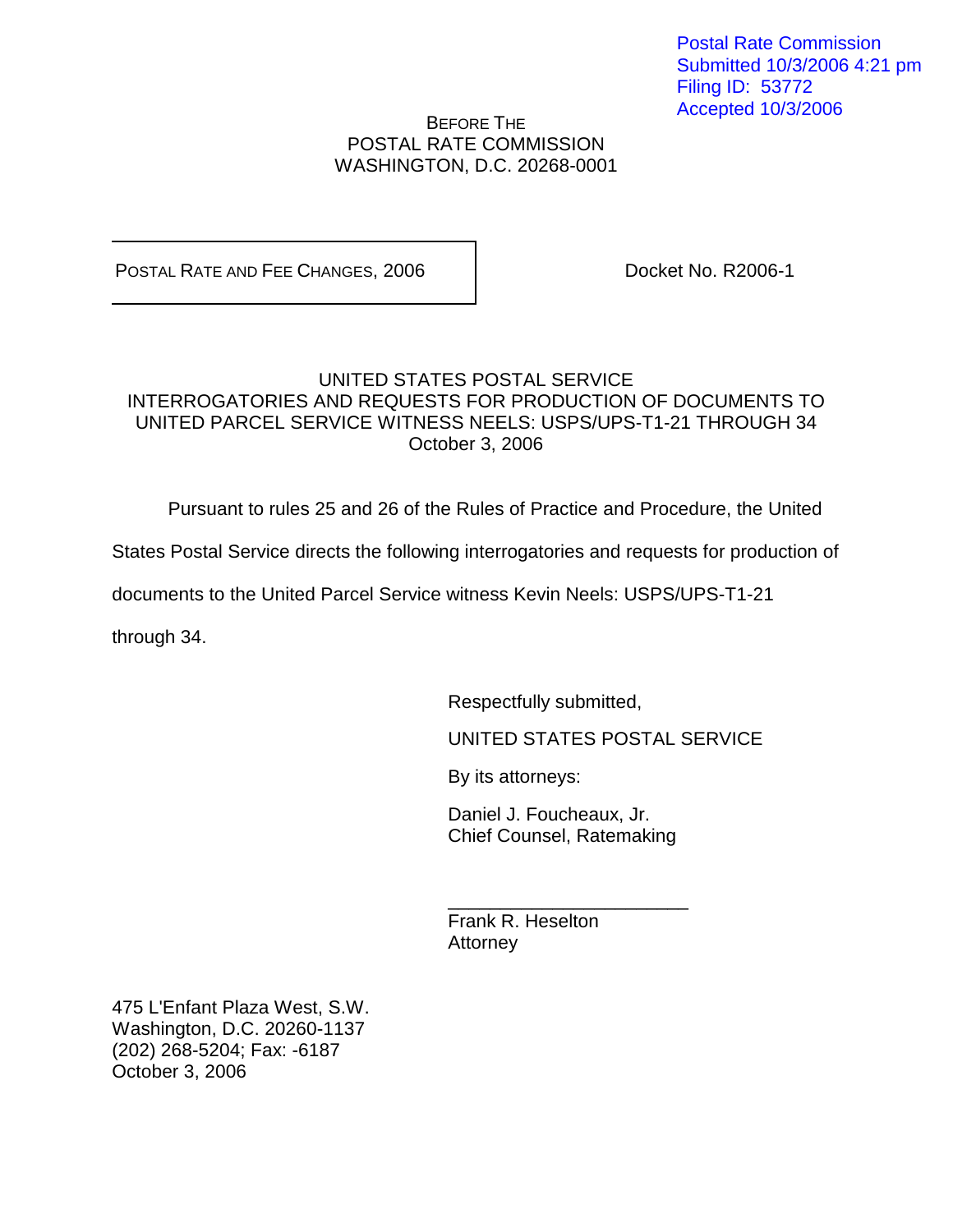Postal Rate Commission
Submitted 10/3/2006 4:21 pm
Filing ID: 53772
Accepted 10/3/2006

BEFORE THE
POSTAL RATE COMMISSION
WASHINGTON, D.C. 20268-0001

| POSTAL RATE AND FEE CHANGES, 2006 | Docket No. R2006-1 |
|---|---|

UNITED STATES POSTAL SERVICE
INTERROGATORIES AND REQUESTS FOR PRODUCTION OF DOCUMENTS TO UNITED PARCEL SERVICE WITNESS NEELS: USPS/UPS-T1-21 THROUGH 34
October 3, 2006

Pursuant to rules 25 and 26 of the Rules of Practice and Procedure, the United States Postal Service directs the following interrogatories and requests for production of documents to the United Parcel Service witness Kevin Neels: USPS/UPS-T1-21 through 34.

Respectfully submitted,

UNITED STATES POSTAL SERVICE

By its attorneys:

Daniel J. Foucheaux, Jr.
Chief Counsel, Ratemaking

\_\_\_\_\_\_\_\_\_\_\_\_\_\_\_\_\_\_\_\_\_\_\_\_
Frank R. Heselton
Attorney

475 L'Enfant Plaza West, S.W.
Washington, D.C. 20260-1137
(202) 268-5204; Fax: -6187
October 3, 2006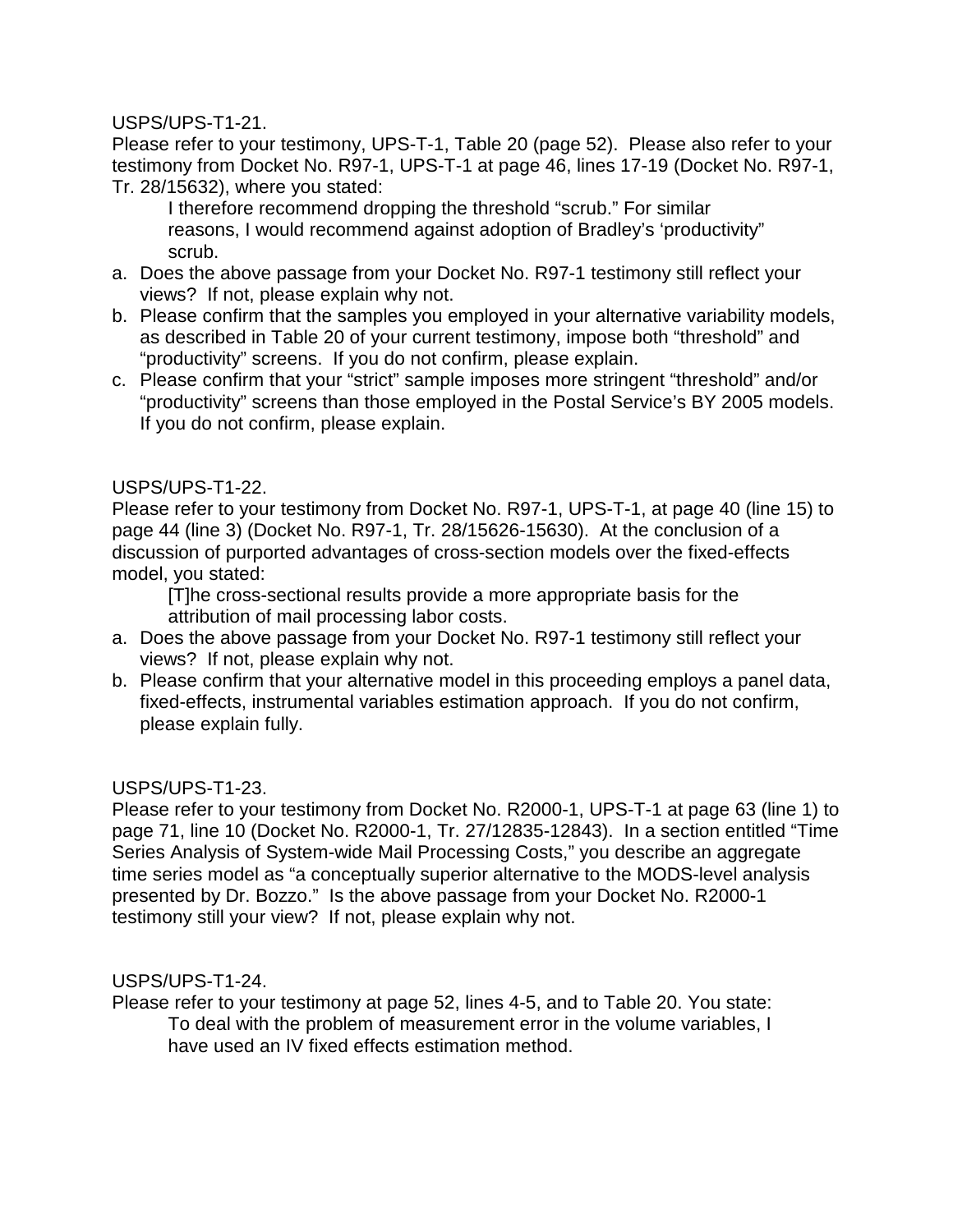USPS/UPS-T1-21.

Please refer to your testimony, UPS-T-1, Table 20 (page 52). Please also refer to your testimony from Docket No. R97-1, UPS-T-1 at page 46, lines 17-19 (Docket No. R97-1, Tr. 28/15632), where you stated:

> I therefore recommend dropping the threshold "scrub." For similar reasons, I would recommend against adoption of Bradley's 'productivity" scrub.

a. Does the above passage from your Docket No. R97-1 testimony still reflect your views? If not, please explain why not.
b. Please confirm that the samples you employed in your alternative variability models, as described in Table 20 of your current testimony, impose both "threshold" and "productivity" screens. If you do not confirm, please explain.
c. Please confirm that your "strict" sample imposes more stringent "threshold" and/or "productivity" screens than those employed in the Postal Service's BY 2005 models. If you do not confirm, please explain.

USPS/UPS-T1-22.

Please refer to your testimony from Docket No. R97-1, UPS-T-1, at page 40 (line 15) to page 44 (line 3) (Docket No. R97-1, Tr. 28/15626-15630). At the conclusion of a discussion of purported advantages of cross-section models over the fixed-effects model, you stated:

> [T]he cross-sectional results provide a more appropriate basis for the attribution of mail processing labor costs.

a. Does the above passage from your Docket No. R97-1 testimony still reflect your views? If not, please explain why not.
b. Please confirm that your alternative model in this proceeding employs a panel data, fixed-effects, instrumental variables estimation approach. If you do not confirm, please explain fully.

USPS/UPS-T1-23.

Please refer to your testimony from Docket No. R2000-1, UPS-T-1 at page 63 (line 1) to page 71, line 10 (Docket No. R2000-1, Tr. 27/12835-12843). In a section entitled "Time Series Analysis of System-wide Mail Processing Costs," you describe an aggregate time series model as "a conceptually superior alternative to the MODS-level analysis presented by Dr. Bozzo." Is the above passage from your Docket No. R2000-1 testimony still your view? If not, please explain why not.

USPS/UPS-T1-24.

Please refer to your testimony at page 52, lines 4-5, and to Table 20. You state:

> To deal with the problem of measurement error in the volume variables, I have used an IV fixed effects estimation method.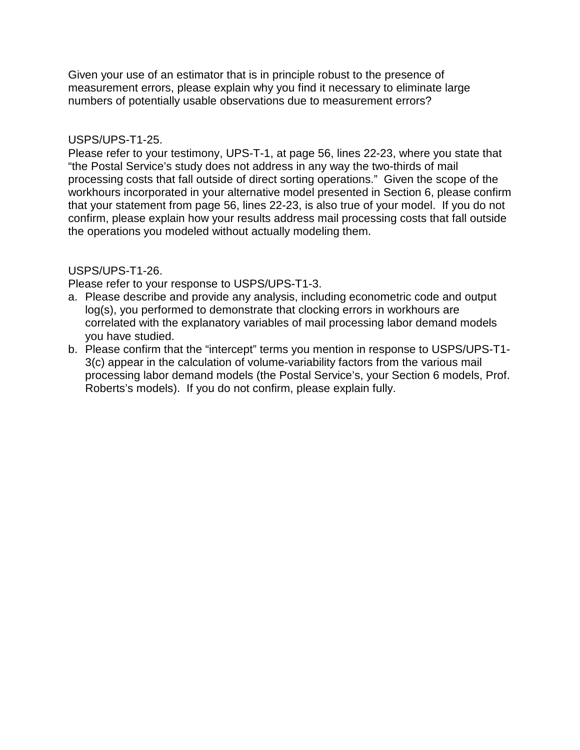Given your use of an estimator that is in principle robust to the presence of measurement errors, please explain why you find it necessary to eliminate large numbers of potentially usable observations due to measurement errors?

USPS/UPS-T1-25.
Please refer to your testimony, UPS-T-1, at page 56, lines 22-23, where you state that "the Postal Service's study does not address in any way the two-thirds of mail processing costs that fall outside of direct sorting operations." Given the scope of the workhours incorporated in your alternative model presented in Section 6, please confirm that your statement from page 56, lines 22-23, is also true of your model. If you do not confirm, please explain how your results address mail processing costs that fall outside the operations you modeled without actually modeling them.

USPS/UPS-T1-26.
Please refer to your response to USPS/UPS-T1-3.

a. Please describe and provide any analysis, including econometric code and output log(s), you performed to demonstrate that clocking errors in workhours are correlated with the explanatory variables of mail processing labor demand models you have studied.
b. Please confirm that the "intercept" terms you mention in response to USPS/UPS-T1-3(c) appear in the calculation of volume-variability factors from the various mail processing labor demand models (the Postal Service's, your Section 6 models, Prof. Roberts's models). If you do not confirm, please explain fully.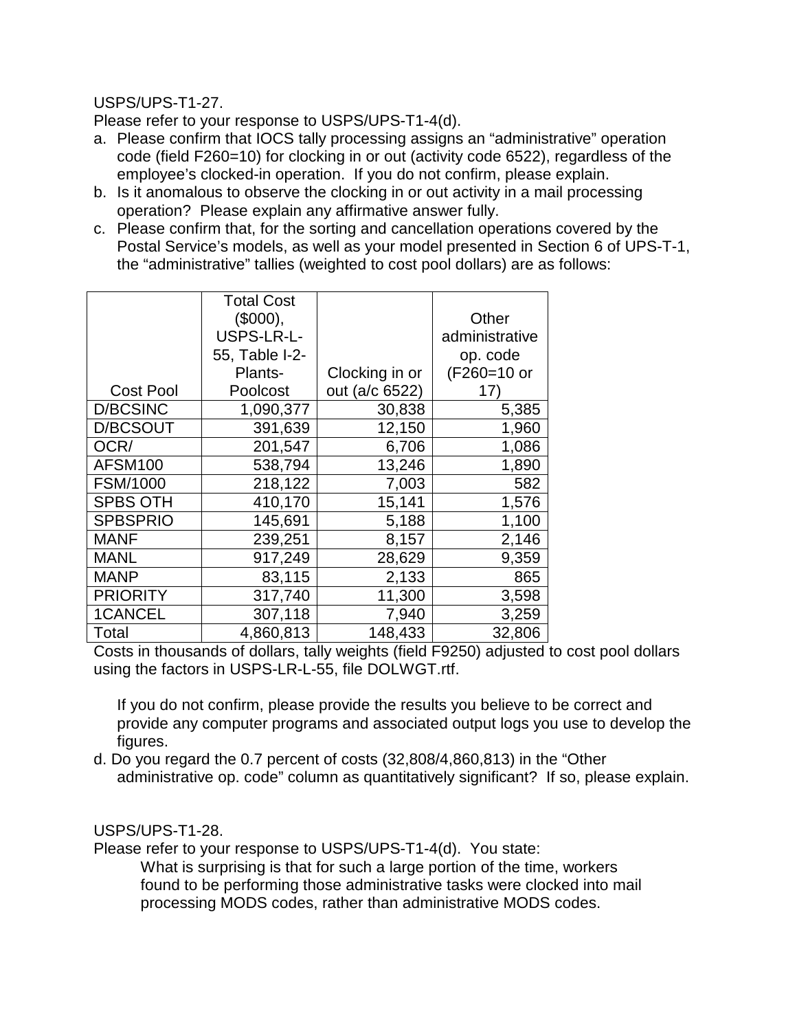USPS/UPS-T1-27.

Please refer to your response to USPS/UPS-T1-4(d).

a. Please confirm that IOCS tally processing assigns an "administrative" operation code (field F260=10) for clocking in or out (activity code 6522), regardless of the employee's clocked-in operation. If you do not confirm, please explain.

b. Is it anomalous to observe the clocking in or out activity in a mail processing operation? Please explain any affirmative answer fully.

c. Please confirm that, for the sorting and cancellation operations covered by the Postal Service's models, as well as your model presented in Section 6 of UPS-T-1, the "administrative" tallies (weighted to cost pool dollars) are as follows:

| Cost Pool | Total Cost ($000), USPS-LR-L-55, Table I-2-Plants-Poolcost | Clocking in or out (a/c 6522) | Other administrative op. code (F260=10 or 17) |
|---|---:|---:|---:|
| D/BCSINC | 1,090,377 | 30,838 | 5,385 |
| D/BCSOUT | 391,639 | 12,150 | 1,960 |
| OCR/ | 201,547 | 6,706 | 1,086 |
| AFSM100 | 538,794 | 13,246 | 1,890 |
| FSM/1000 | 218,122 | 7,003 | 582 |
| SPBS OTH | 410,170 | 15,141 | 1,576 |
| SPBSPRIO | 145,691 | 5,188 | 1,100 |
| MANF | 239,251 | 8,157 | 2,146 |
| MANL | 917,249 | 28,629 | 9,359 |
| MANP | 83,115 | 2,133 | 865 |
| PRIORITY | 317,740 | 11,300 | 3,598 |
| 1CANCEL | 307,118 | 7,940 | 3,259 |
| Total | 4,860,813 | 148,433 | 32,806 |

Costs in thousands of dollars, tally weights (field F9250) adjusted to cost pool dollars using the factors in USPS-LR-L-55, file DOLWGT.rtf.

If you do not confirm, please provide the results you believe to be correct and provide any computer programs and associated output logs you use to develop the figures.

d. Do you regard the 0.7 percent of costs (32,808/4,860,813) in the "Other administrative op. code" column as quantitatively significant? If so, please explain.

USPS/UPS-T1-28.

Please refer to your response to USPS/UPS-T1-4(d). You state:

> What is surprising is that for such a large portion of the time, workers found to be performing those administrative tasks were clocked into mail processing MODS codes, rather than administrative MODS codes.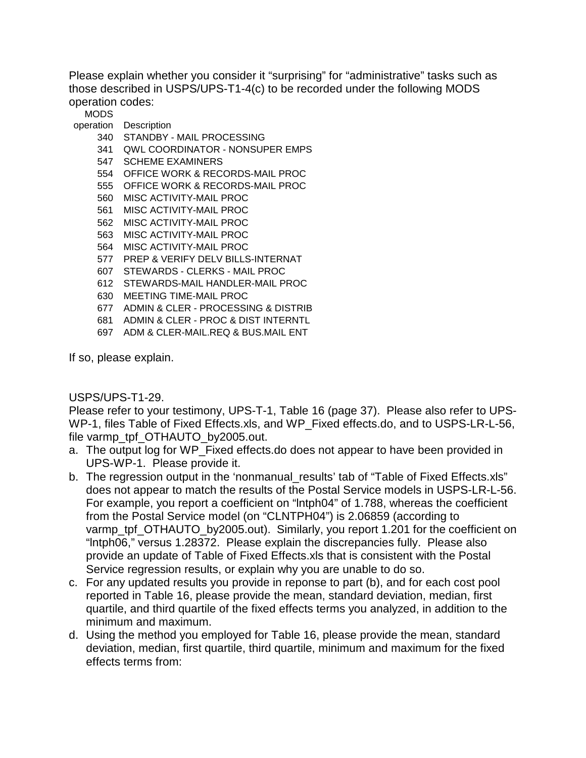Please explain whether you consider it "surprising" for "administrative" tasks such as those described in USPS/UPS-T1-4(c) to be recorded under the following MODS operation codes:

| MODS operation | Description |
|---|---|
| 340 | STANDBY - MAIL PROCESSING |
| 341 | QWL COORDINATOR - NONSUPER EMPS |
| 547 | SCHEME EXAMINERS |
| 554 | OFFICE WORK & RECORDS-MAIL PROC |
| 555 | OFFICE WORK & RECORDS-MAIL PROC |
| 560 | MISC ACTIVITY-MAIL PROC |
| 561 | MISC ACTIVITY-MAIL PROC |
| 562 | MISC ACTIVITY-MAIL PROC |
| 563 | MISC ACTIVITY-MAIL PROC |
| 564 | MISC ACTIVITY-MAIL PROC |
| 577 | PREP & VERIFY DELV BILLS-INTERNAT |
| 607 | STEWARDS - CLERKS - MAIL PROC |
| 612 | STEWARDS-MAIL HANDLER-MAIL PROC |
| 630 | MEETING TIME-MAIL PROC |
| 677 | ADMIN & CLER - PROCESSING & DISTRIB |
| 681 | ADMIN & CLER - PROC & DIST INTERNTL |
| 697 | ADM & CLER-MAIL.REQ & BUS.MAIL ENT |

If so, please explain.

USPS/UPS-T1-29.

Please refer to your testimony, UPS-T-1, Table 16 (page 37). Please also refer to UPS-WP-1, files Table of Fixed Effects.xls, and WP_Fixed effects.do, and to USPS-LR-L-56, file varmp_tpf_OTHAUTO_by2005.out.

a. The output log for WP_Fixed effects.do does not appear to have been provided in UPS-WP-1. Please provide it.
b. The regression output in the 'nonmanual_results' tab of "Table of Fixed Effects.xls" does not appear to match the results of the Postal Service models in USPS-LR-L-56. For example, you report a coefficient on "lntph04" of 1.788, whereas the coefficient from the Postal Service model (on "CLNTPH04") is 2.06859 (according to varmp_tpf_OTHAUTO_by2005.out). Similarly, you report 1.201 for the coefficient on "lntph06," versus 1.28372. Please explain the discrepancies fully. Please also provide an update of Table of Fixed Effects.xls that is consistent with the Postal Service regression results, or explain why you are unable to do so.
c. For any updated results you provide in reponse to part (b), and for each cost pool reported in Table 16, please provide the mean, standard deviation, median, first quartile, and third quartile of the fixed effects terms you analyzed, in addition to the minimum and maximum.
d. Using the method you employed for Table 16, please provide the mean, standard deviation, median, first quartile, third quartile, minimum and maximum for the fixed effects terms from: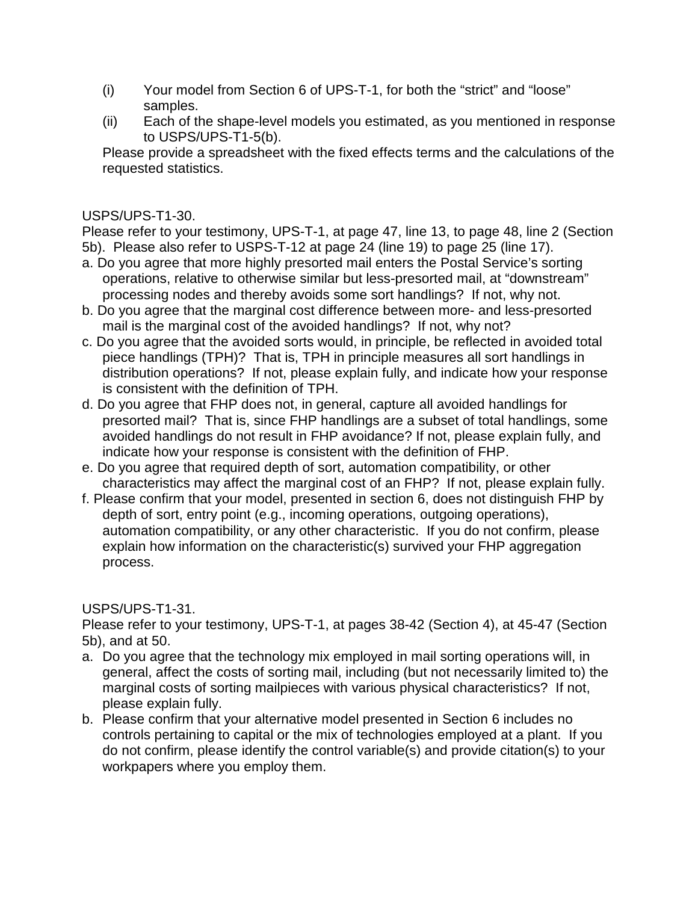(i) Your model from Section 6 of UPS-T-1, for both the “strict” and “loose” samples.

(ii) Each of the shape-level models you estimated, as you mentioned in response to USPS/UPS-T1-5(b).

Please provide a spreadsheet with the fixed effects terms and the calculations of the requested statistics.

USPS/UPS-T1-30.

Please refer to your testimony, UPS-T-1, at page 47, line 13, to page 48, line 2 (Section 5b). Please also refer to USPS-T-12 at page 24 (line 19) to page 25 (line 17).

a. Do you agree that more highly presorted mail enters the Postal Service’s sorting operations, relative to otherwise similar but less-presorted mail, at “downstream” processing nodes and thereby avoids some sort handlings? If not, why not.

b. Do you agree that the marginal cost difference between more- and less-presorted mail is the marginal cost of the avoided handlings? If not, why not?

c. Do you agree that the avoided sorts would, in principle, be reflected in avoided total piece handlings (TPH)? That is, TPH in principle measures all sort handlings in distribution operations? If not, please explain fully, and indicate how your response is consistent with the definition of TPH.

d. Do you agree that FHP does not, in general, capture all avoided handlings for presorted mail? That is, since FHP handlings are a subset of total handlings, some avoided handlings do not result in FHP avoidance? If not, please explain fully, and indicate how your response is consistent with the definition of FHP.

e. Do you agree that required depth of sort, automation compatibility, or other characteristics may affect the marginal cost of an FHP? If not, please explain fully.

f. Please confirm that your model, presented in section 6, does not distinguish FHP by depth of sort, entry point (e.g., incoming operations, outgoing operations), automation compatibility, or any other characteristic. If you do not confirm, please explain how information on the characteristic(s) survived your FHP aggregation process.

USPS/UPS-T1-31.

Please refer to your testimony, UPS-T-1, at pages 38-42 (Section 4), at 45-47 (Section 5b), and at 50.

a. Do you agree that the technology mix employed in mail sorting operations will, in general, affect the costs of sorting mail, including (but not necessarily limited to) the marginal costs of sorting mailpieces with various physical characteristics? If not, please explain fully.

b. Please confirm that your alternative model presented in Section 6 includes no controls pertaining to capital or the mix of technologies employed at a plant. If you do not confirm, please identify the control variable(s) and provide citation(s) to your workpapers where you employ them.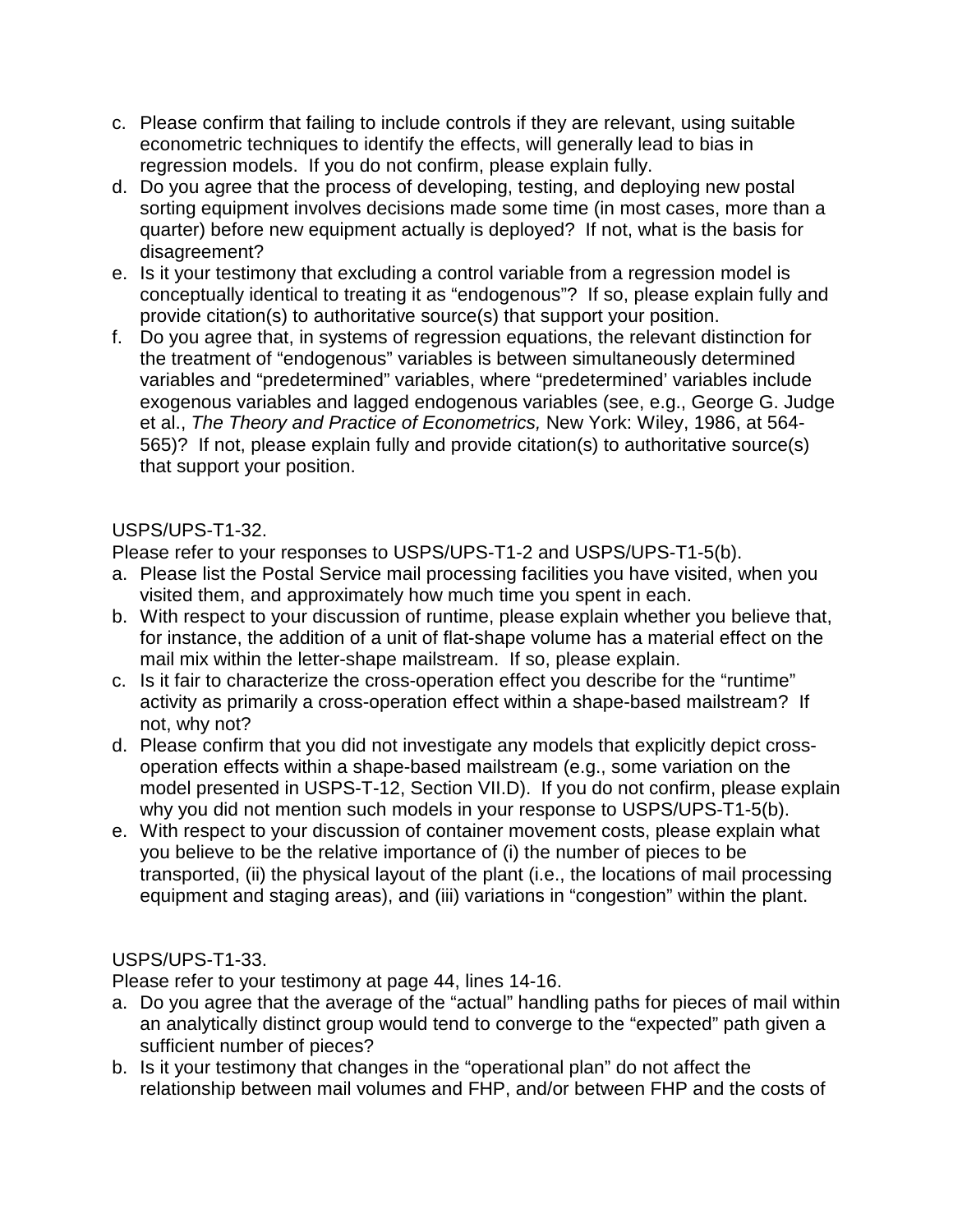c. Please confirm that failing to include controls if they are relevant, using suitable econometric techniques to identify the effects, will generally lead to bias in regression models. If you do not confirm, please explain fully.
d. Do you agree that the process of developing, testing, and deploying new postal sorting equipment involves decisions made some time (in most cases, more than a quarter) before new equipment actually is deployed? If not, what is the basis for disagreement?
e. Is it your testimony that excluding a control variable from a regression model is conceptually identical to treating it as "endogenous"? If so, please explain fully and provide citation(s) to authoritative source(s) that support your position.
f. Do you agree that, in systems of regression equations, the relevant distinction for the treatment of "endogenous" variables is between simultaneously determined variables and "predetermined" variables, where "predetermined' variables include exogenous variables and lagged endogenous variables (see, e.g., George G. Judge et al., *The Theory and Practice of Econometrics,* New York: Wiley, 1986, at 564-565)? If not, please explain fully and provide citation(s) to authoritative source(s) that support your position.

USPS/UPS-T1-32.

Please refer to your responses to USPS/UPS-T1-2 and USPS/UPS-T1-5(b).

a. Please list the Postal Service mail processing facilities you have visited, when you visited them, and approximately how much time you spent in each.
b. With respect to your discussion of runtime, please explain whether you believe that, for instance, the addition of a unit of flat-shape volume has a material effect on the mail mix within the letter-shape mailstream. If so, please explain.
c. Is it fair to characterize the cross-operation effect you describe for the "runtime" activity as primarily a cross-operation effect within a shape-based mailstream? If not, why not?
d. Please confirm that you did not investigate any models that explicitly depict cross-operation effects within a shape-based mailstream (e.g., some variation on the model presented in USPS-T-12, Section VII.D). If you do not confirm, please explain why you did not mention such models in your response to USPS/UPS-T1-5(b).
e. With respect to your discussion of container movement costs, please explain what you believe to be the relative importance of (i) the number of pieces to be transported, (ii) the physical layout of the plant (i.e., the locations of mail processing equipment and staging areas), and (iii) variations in "congestion" within the plant.

USPS/UPS-T1-33.

Please refer to your testimony at page 44, lines 14-16.

a. Do you agree that the average of the "actual" handling paths for pieces of mail within an analytically distinct group would tend to converge to the "expected" path given a sufficient number of pieces?
b. Is it your testimony that changes in the "operational plan" do not affect the relationship between mail volumes and FHP, and/or between FHP and the costs of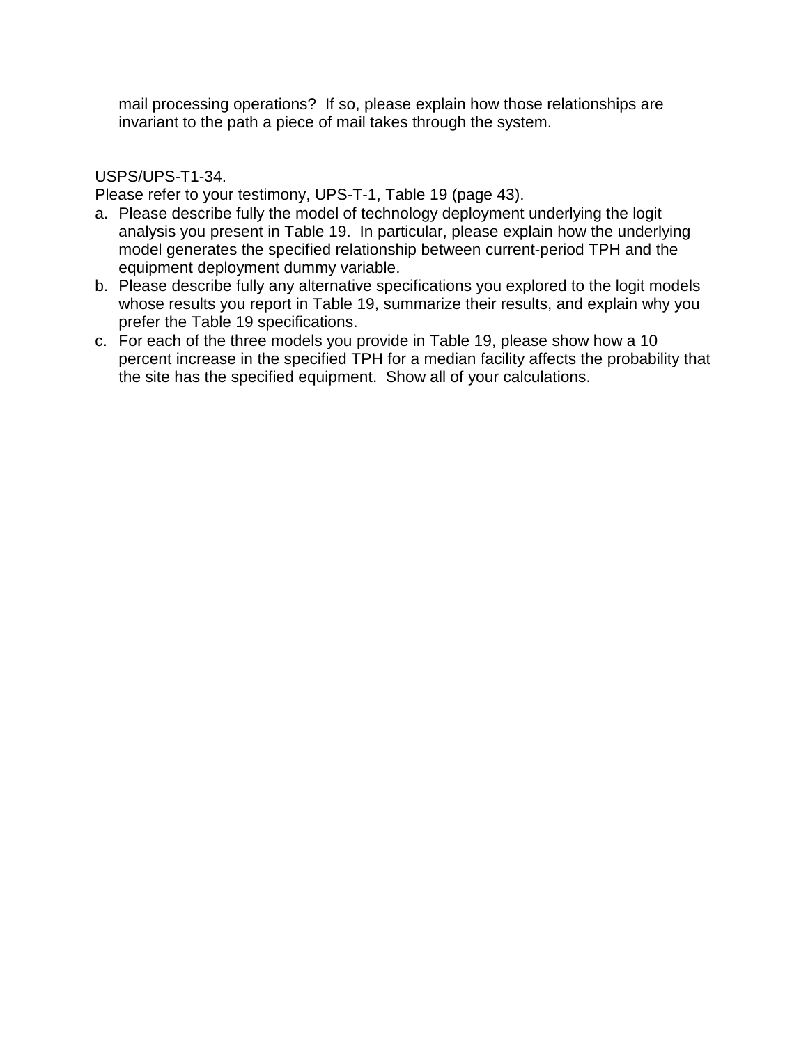mail processing operations? If so, please explain how those relationships are invariant to the path a piece of mail takes through the system.

USPS/UPS-T1-34.

Please refer to your testimony, UPS-T-1, Table 19 (page 43).

a. Please describe fully the model of technology deployment underlying the logit analysis you present in Table 19. In particular, please explain how the underlying model generates the specified relationship between current-period TPH and the equipment deployment dummy variable.
b. Please describe fully any alternative specifications you explored to the logit models whose results you report in Table 19, summarize their results, and explain why you prefer the Table 19 specifications.
c. For each of the three models you provide in Table 19, please show how a 10 percent increase in the specified TPH for a median facility affects the probability that the site has the specified equipment. Show all of your calculations.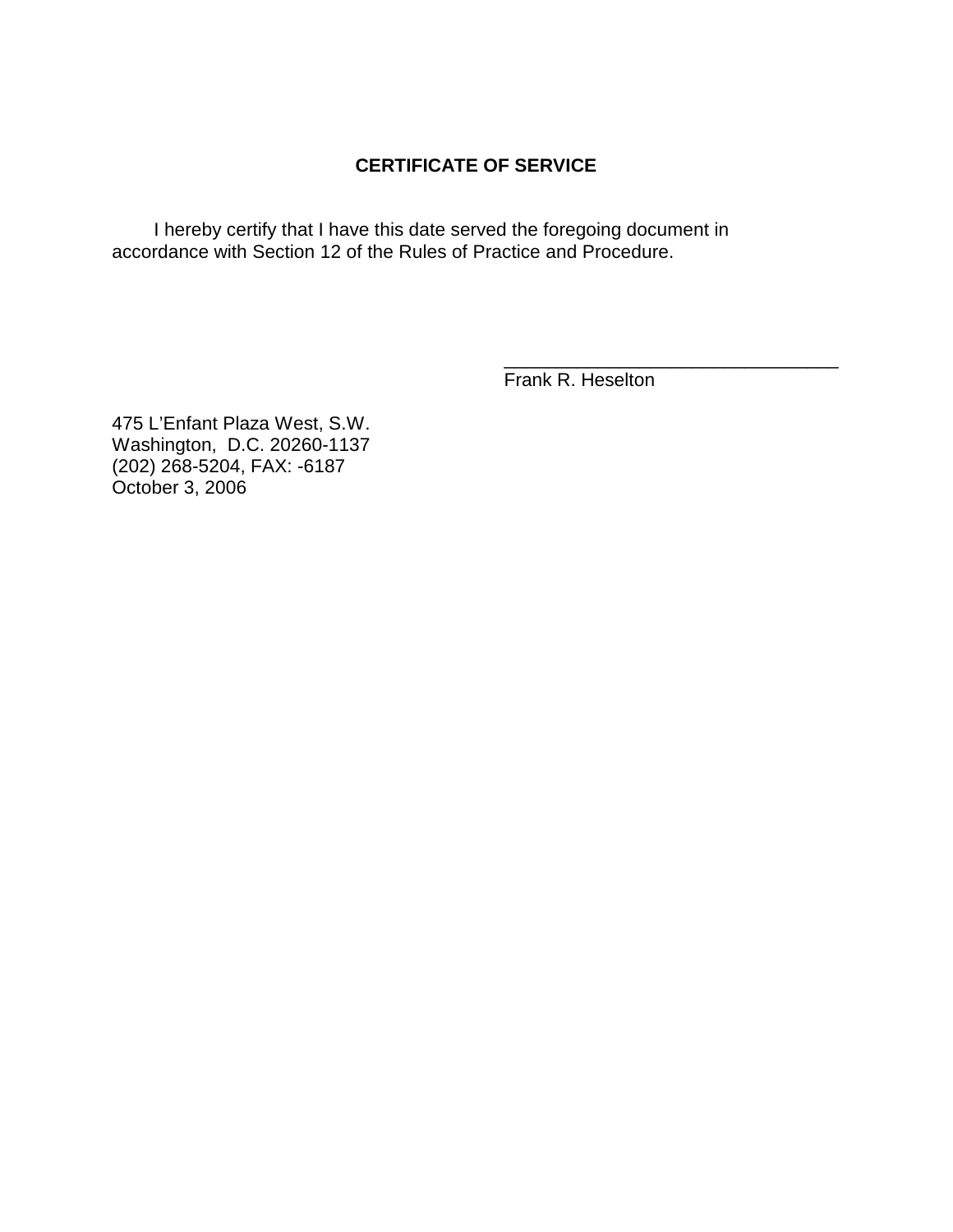## CERTIFICATE OF SERVICE

I hereby certify that I have this date served the foregoing document in accordance with Section 12 of the Rules of Practice and Procedure.

\_\_\_\_\_\_\_\_\_\_\_\_\_\_\_\_\_\_\_\_\_\_\_\_\_\_\_\_\_\_\_\_
Frank R. Heselton

475 L'Enfant Plaza West, S.W.
Washington, D.C. 20260-1137
(202) 268-5204, FAX: -6187
October 3, 2006